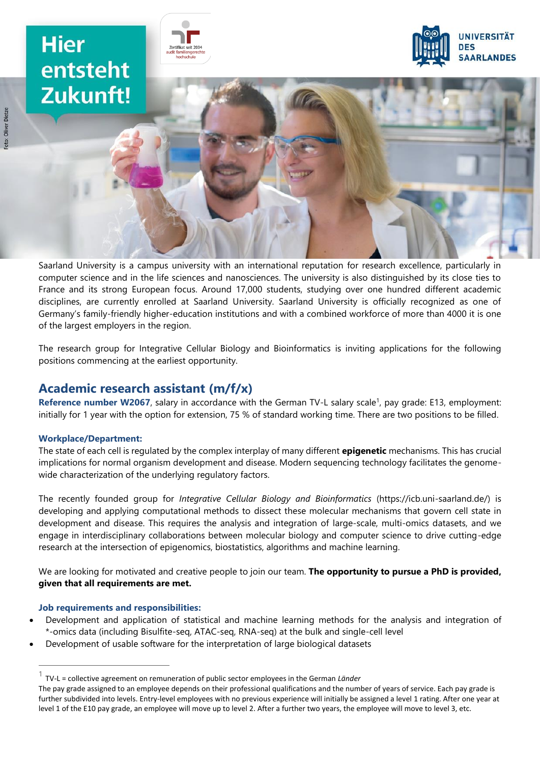Hier entsteht Zukunft!

Zertifikat seit 2004 audit familiengerechte hochschule

UNIVERSITÄT DES SAARLANDES

Foto: Oliver Dietze

Saarland University is a campus university with an international reputation for research excellence, particularly in computer science and in the life sciences and nanosciences. The university is also distinguished by its close ties to France and its strong European focus. Around 17,000 students, studying over one hundred different academic disciplines, are currently enrolled at Saarland University. Saarland University is officially recognized as one of Germany's family-friendly higher-education institutions and with a combined workforce of more than 4000 it is one of the largest employers in the region.

The research group for Integrative Cellular Biology and Bioinformatics is inviting applications for the following positions commencing at the earliest opportunity.

## Academic research assistant (m/f/x)

**Reference number W2067**, salary in accordance with the German TV-L salary scale[1], pay grade: E13, employment: initially for 1 year with the option for extension, 75 % of standard working time. There are two positions to be filled.

### Workplace/Department:

The state of each cell is regulated by the complex interplay of many different **epigenetic** mechanisms. This has crucial implications for normal organism development and disease. Modern sequencing technology facilitates the genome-wide characterization of the underlying regulatory factors.

The recently founded group for *Integrative Cellular Biology and Bioinformatics* (https://icb.uni-saarland.de/) is developing and applying computational methods to dissect these molecular mechanisms that govern cell state in development and disease. This requires the analysis and integration of large-scale, multi-omics datasets, and we engage in interdisciplinary collaborations between molecular biology and computer science to drive cutting-edge research at the intersection of epigenomics, biostatistics, algorithms and machine learning.

We are looking for motivated and creative people to join our team. **The opportunity to pursue a PhD is provided, given that all requirements are met.**

### Job requirements and responsibilities:

- Development and application of statistical and machine learning methods for the analysis and integration of *-omics data (including Bisulfite-seq, ATAC-seq, RNA-seq) at the bulk and single-cell level
- Development of usable software for the interpretation of large biological datasets

---

[1] TV-L = collective agreement on remuneration of public sector employees in the German *Länder*

The pay grade assigned to an employee depends on their professional qualifications and the number of years of service. Each pay grade is further subdivided into levels. Entry-level employees with no previous experience will initially be assigned a level 1 rating. After one year at level 1 of the E10 pay grade, an employee will move up to level 2. After a further two years, the employee will move to level 3, etc.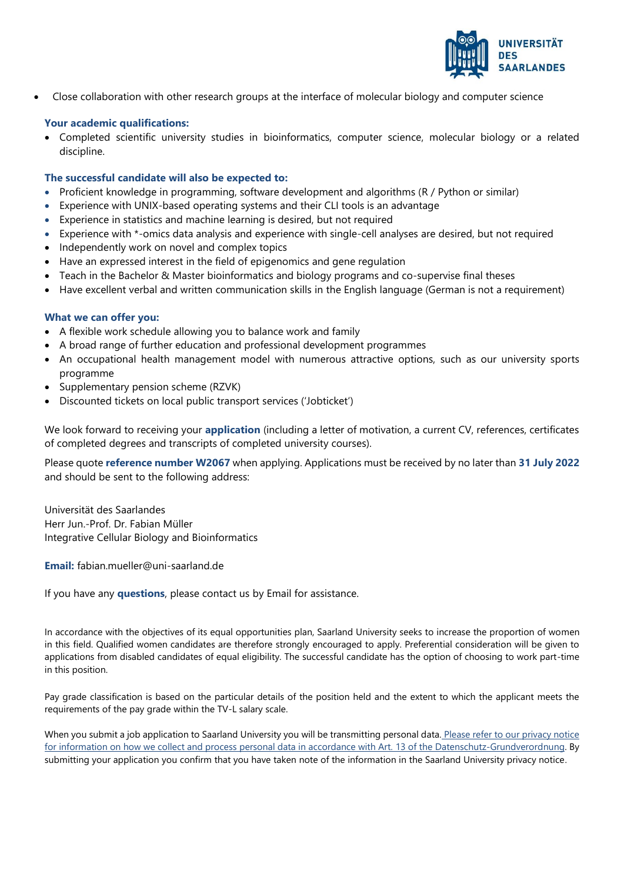- Close collaboration with other research groups at the interface of molecular biology and computer science

**Your academic qualifications:**

- Completed scientific university studies in bioinformatics, computer science, molecular biology or a related discipline.

**The successful candidate will also be expected to:**

- Proficient knowledge in programming, software development and algorithms (R / Python or similar)
- Experience with UNIX-based operating systems and their CLI tools is an advantage
- Experience in statistics and machine learning is desired, but not required
- Experience with *-omics data analysis and experience with single-cell analyses are desired, but not required
- Independently work on novel and complex topics
- Have an expressed interest in the field of epigenomics and gene regulation
- Teach in the Bachelor & Master bioinformatics and biology programs and co-supervise final theses
- Have excellent verbal and written communication skills in the English language (German is not a requirement)

**What we can offer you:**

- A flexible work schedule allowing you to balance work and family
- A broad range of further education and professional development programmes
- An occupational health management model with numerous attractive options, such as our university sports programme
- Supplementary pension scheme (RZVK)
- Discounted tickets on local public transport services ('Jobticket')

We look forward to receiving your **application** (including a letter of motivation, a current CV, references, certificates of completed degrees and transcripts of completed university courses).

Please quote **reference number W2067** when applying. Applications must be received by no later than **31 July 2022** and should be sent to the following address:

Universität des Saarlandes
Herr Jun.-Prof. Dr. Fabian Müller
Integrative Cellular Biology and Bioinformatics

**Email:** fabian.mueller@uni-saarland.de

If you have any **questions**, please contact us by Email for assistance.

In accordance with the objectives of its equal opportunities plan, Saarland University seeks to increase the proportion of women in this field. Qualified women candidates are therefore strongly encouraged to apply. Preferential consideration will be given to applications from disabled candidates of equal eligibility. The successful candidate has the option of choosing to work part-time in this position.

Pay grade classification is based on the particular details of the position held and the extent to which the applicant meets the requirements of the pay grade within the TV-L salary scale.

When you submit a job application to Saarland University you will be transmitting personal data. Please refer to our privacy notice for information on how we collect and process personal data in accordance with Art. 13 of the Datenschutz-Grundverordnung. By submitting your application you confirm that you have taken note of the information in the Saarland University privacy notice.